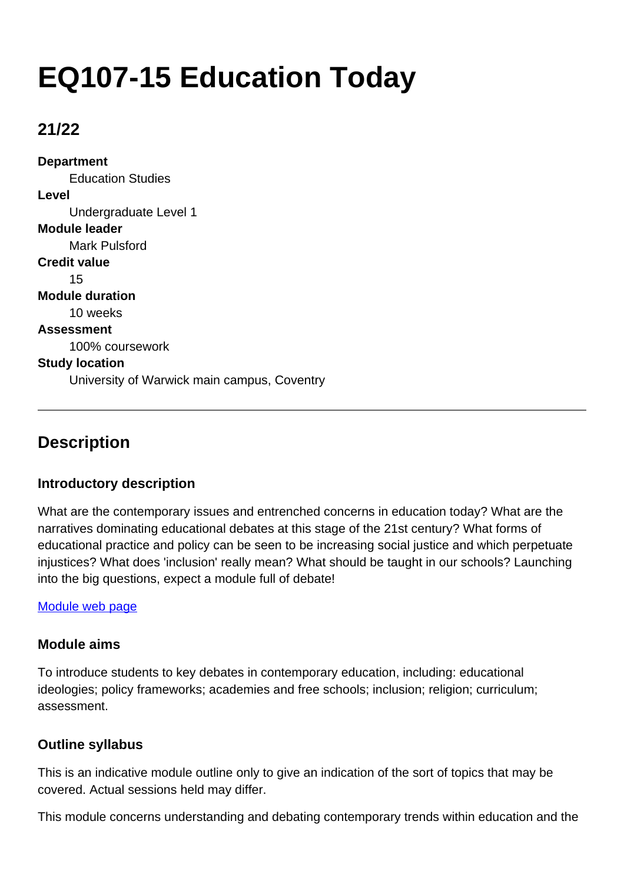# EQ107-15 Education Today

## 21/22

**Department**
Education Studies

**Level**
Undergraduate Level 1

**Module leader**
Mark Pulsford

**Credit value**
15

**Module duration**
10 weeks

**Assessment**
100% coursework

**Study location**
University of Warwick main campus, Coventry

---

## Description

### Introductory description

What are the contemporary issues and entrenched concerns in education today? What are the narratives dominating educational debates at this stage of the 21st century? What forms of educational practice and policy can be seen to be increasing social justice and which perpetuate injustices? What does 'inclusion' really mean? What should be taught in our schools? Launching into the big questions, expect a module full of debate!

Module web page

### Module aims

To introduce students to key debates in contemporary education, including: educational ideologies; policy frameworks; academies and free schools; inclusion; religion; curriculum; assessment.

### Outline syllabus

This is an indicative module outline only to give an indication of the sort of topics that may be covered. Actual sessions held may differ.

This module concerns understanding and debating contemporary trends within education and the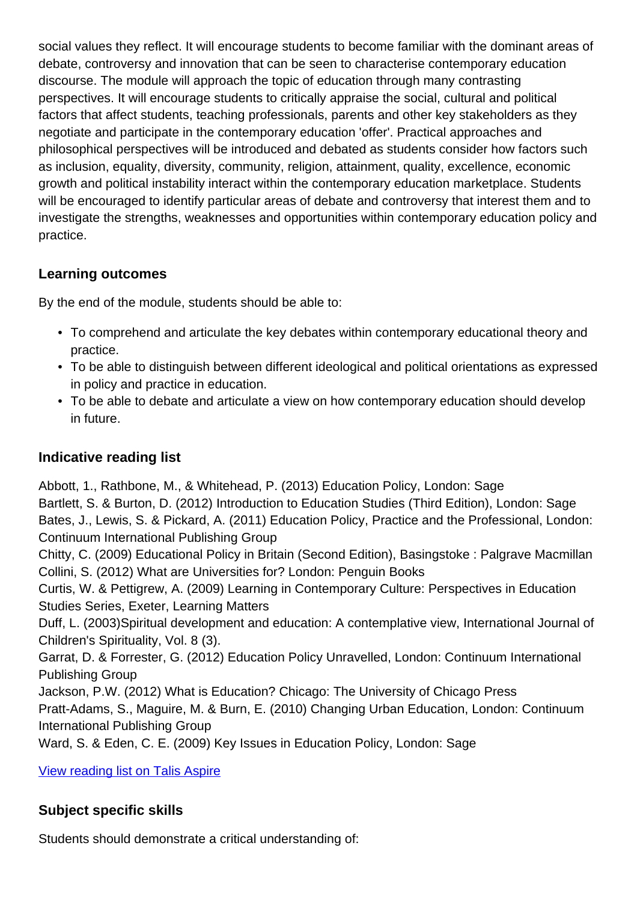social values they reflect. It will encourage students to become familiar with the dominant areas of debate, controversy and innovation that can be seen to characterise contemporary education discourse. The module will approach the topic of education through many contrasting perspectives. It will encourage students to critically appraise the social, cultural and political factors that affect students, teaching professionals, parents and other key stakeholders as they negotiate and participate in the contemporary education 'offer'. Practical approaches and philosophical perspectives will be introduced and debated as students consider how factors such as inclusion, equality, diversity, community, religion, attainment, quality, excellence, economic growth and political instability interact within the contemporary education marketplace. Students will be encouraged to identify particular areas of debate and controversy that interest them and to investigate the strengths, weaknesses and opportunities within contemporary education policy and practice.

### Learning outcomes

By the end of the module, students should be able to:

- To comprehend and articulate the key debates within contemporary educational theory and practice.
- To be able to distinguish between different ideological and political orientations as expressed in policy and practice in education.
- To be able to debate and articulate a view on how contemporary education should develop in future.

### Indicative reading list

Abbott, 1., Rathbone, M., & Whitehead, P. (2013) Education Policy, London: Sage
Bartlett, S. & Burton, D. (2012) Introduction to Education Studies (Third Edition), London: Sage
Bates, J., Lewis, S. & Pickard, A. (2011) Education Policy, Practice and the Professional, London: Continuum International Publishing Group
Chitty, C. (2009) Educational Policy in Britain (Second Edition), Basingstoke : Palgrave Macmillan
Collini, S. (2012) What are Universities for? London: Penguin Books
Curtis, W. & Pettigrew, A. (2009) Learning in Contemporary Culture: Perspectives in Education Studies Series, Exeter, Learning Matters
Duff, L. (2003)Spiritual development and education: A contemplative view, International Journal of Children's Spirituality, Vol. 8 (3).
Garrat, D. & Forrester, G. (2012) Education Policy Unravelled, London: Continuum International Publishing Group
Jackson, P.W. (2012) What is Education? Chicago: The University of Chicago Press
Pratt-Adams, S., Maguire, M. & Burn, E. (2010) Changing Urban Education, London: Continuum International Publishing Group
Ward, S. & Eden, C. E. (2009) Key Issues in Education Policy, London: Sage

View reading list on Talis Aspire

### Subject specific skills

Students should demonstrate a critical understanding of: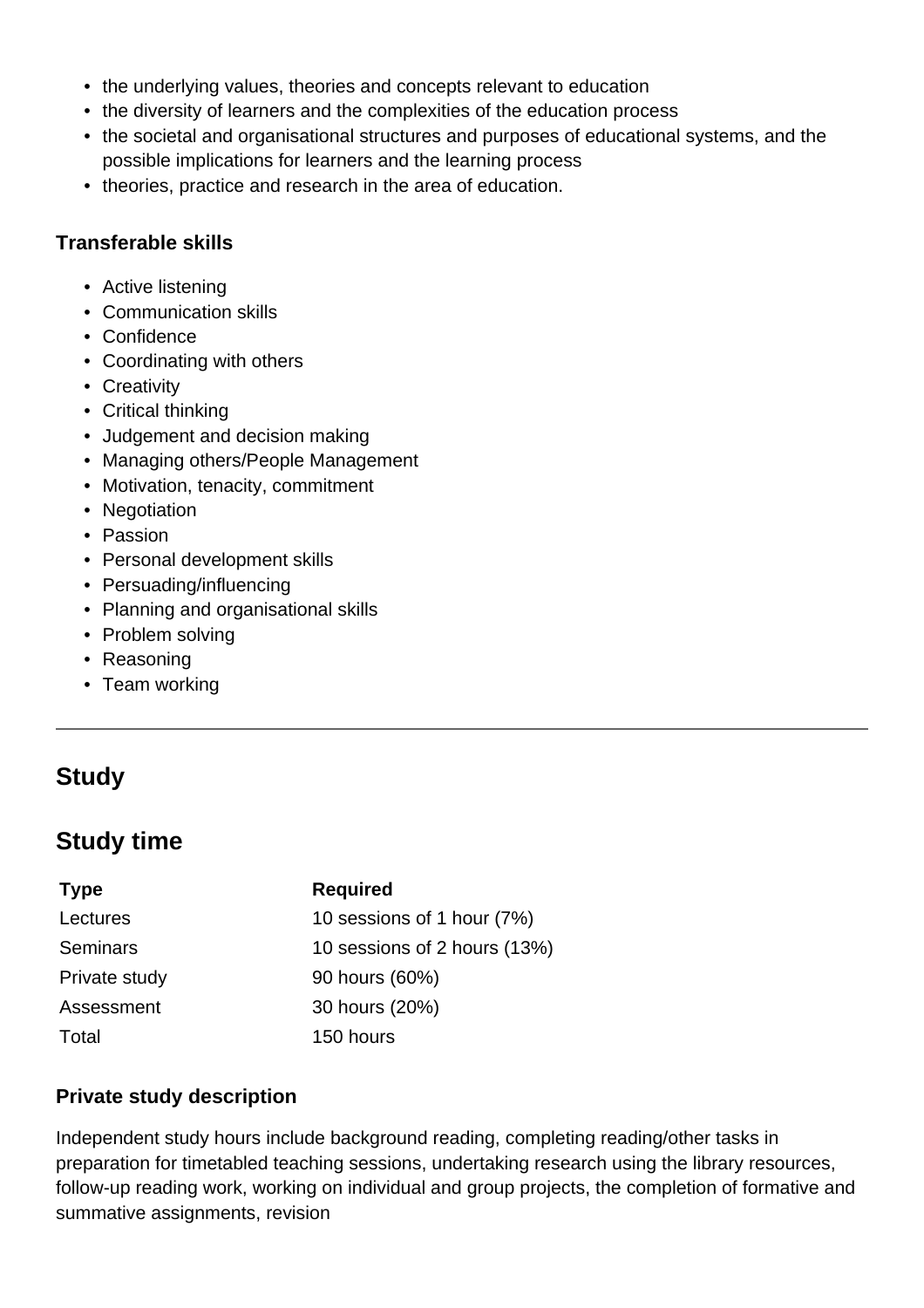- the underlying values, theories and concepts relevant to education
- the diversity of learners and the complexities of the education process
- the societal and organisational structures and purposes of educational systems, and the possible implications for learners and the learning process
- theories, practice and research in the area of education.

### Transferable skills

- Active listening
- Communication skills
- Confidence
- Coordinating with others
- Creativity
- Critical thinking
- Judgement and decision making
- Managing others/People Management
- Motivation, tenacity, commitment
- Negotiation
- Passion
- Personal development skills
- Persuading/influencing
- Planning and organisational skills
- Problem solving
- Reasoning
- Team working

---

## Study

## Study time

| Type | Required |
| --- | --- |
| Lectures | 10 sessions of 1 hour (7%) |
| Seminars | 10 sessions of 2 hours (13%) |
| Private study | 90 hours (60%) |
| Assessment | 30 hours (20%) |
| Total | 150 hours |

### Private study description

Independent study hours include background reading, completing reading/other tasks in preparation for timetabled teaching sessions, undertaking research using the library resources, follow-up reading work, working on individual and group projects, the completion of formative and summative assignments, revision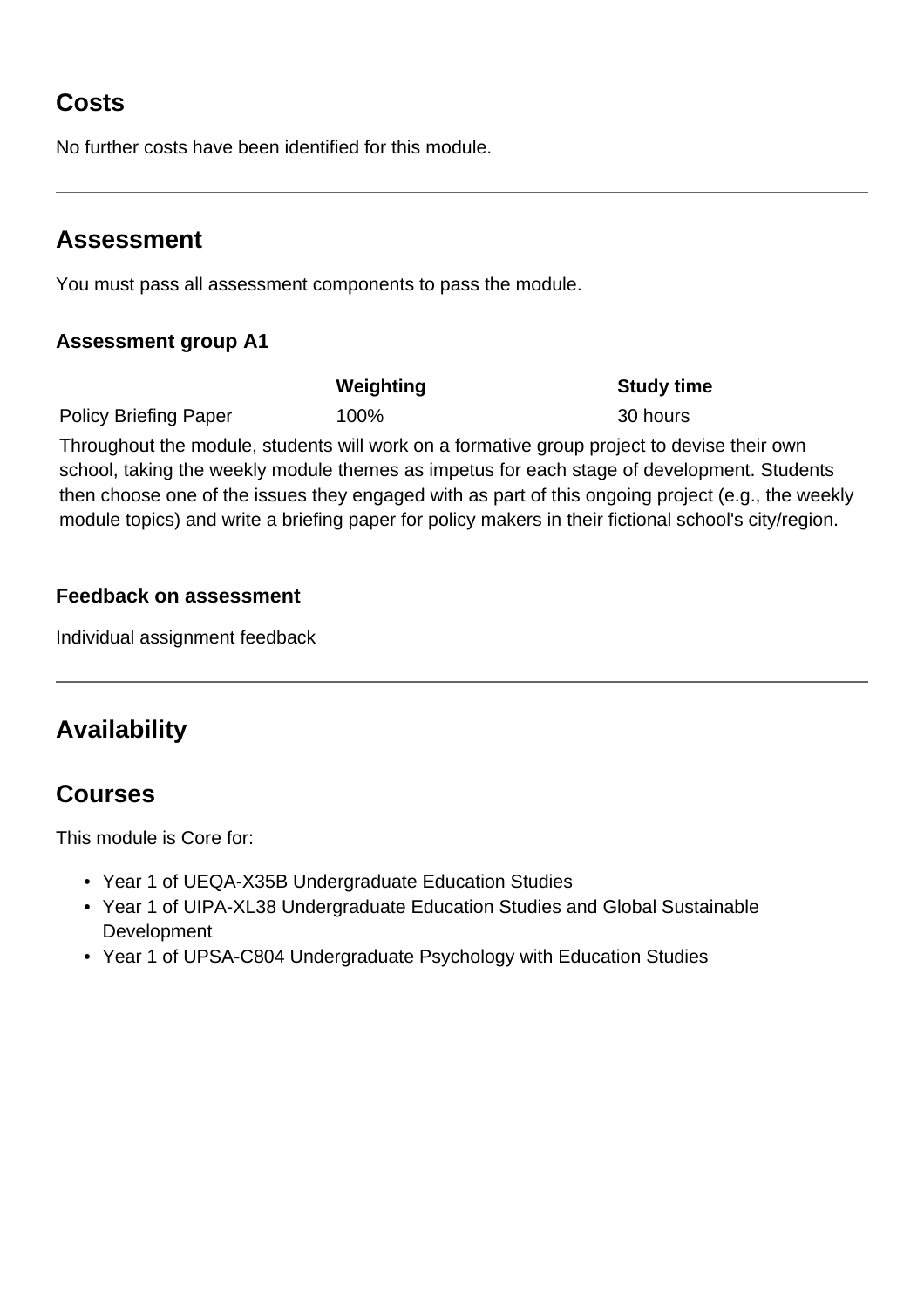## Costs

No further costs have been identified for this module.

## Assessment

You must pass all assessment components to pass the module.

### Assessment group A1

| | Weighting | Study time |
|---|---|---|
| Policy Briefing Paper | 100% | 30 hours |

Throughout the module, students will work on a formative group project to devise their own school, taking the weekly module themes as impetus for each stage of development. Students then choose one of the issues they engaged with as part of this ongoing project (e.g., the weekly module topics) and write a briefing paper for policy makers in their fictional school's city/region.

### Feedback on assessment

Individual assignment feedback

## Availability

## Courses

This module is Core for:

- Year 1 of UEQA-X35B Undergraduate Education Studies
- Year 1 of UIPA-XL38 Undergraduate Education Studies and Global Sustainable Development
- Year 1 of UPSA-C804 Undergraduate Psychology with Education Studies